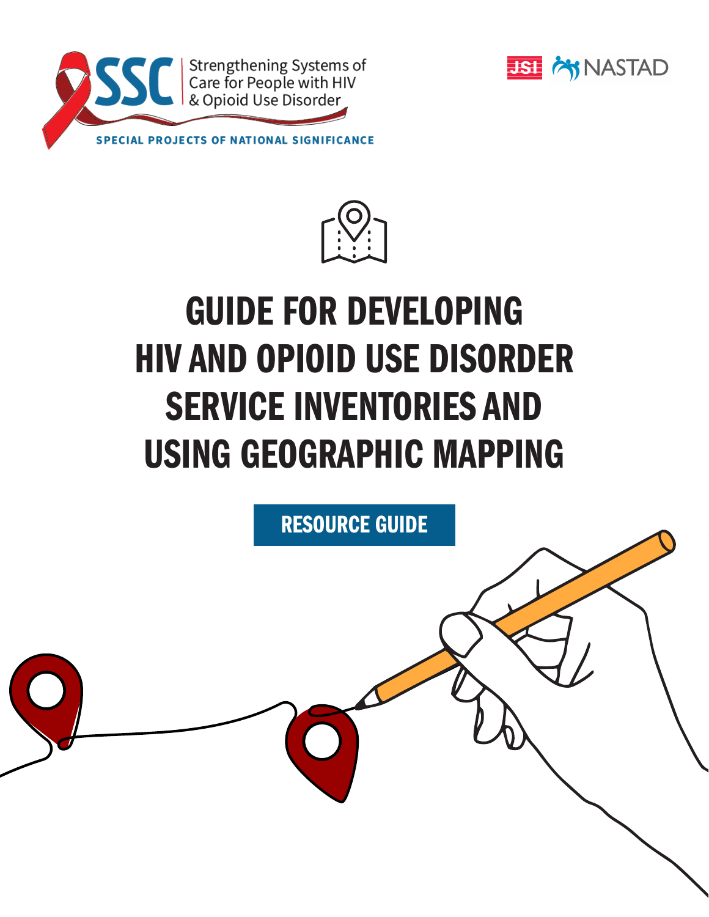SSC Strengthening Systems of Care for People with HIV & Opioid Use Disorder

SPECIAL PROJECTS OF NATIONAL SIGNIFICANCE

JSI NASTAD

# GUIDE FOR DEVELOPING HIV AND OPIOID USE DISORDER SERVICE INVENTORIES AND USING GEOGRAPHIC MAPPING

**RESOURCE GUIDE**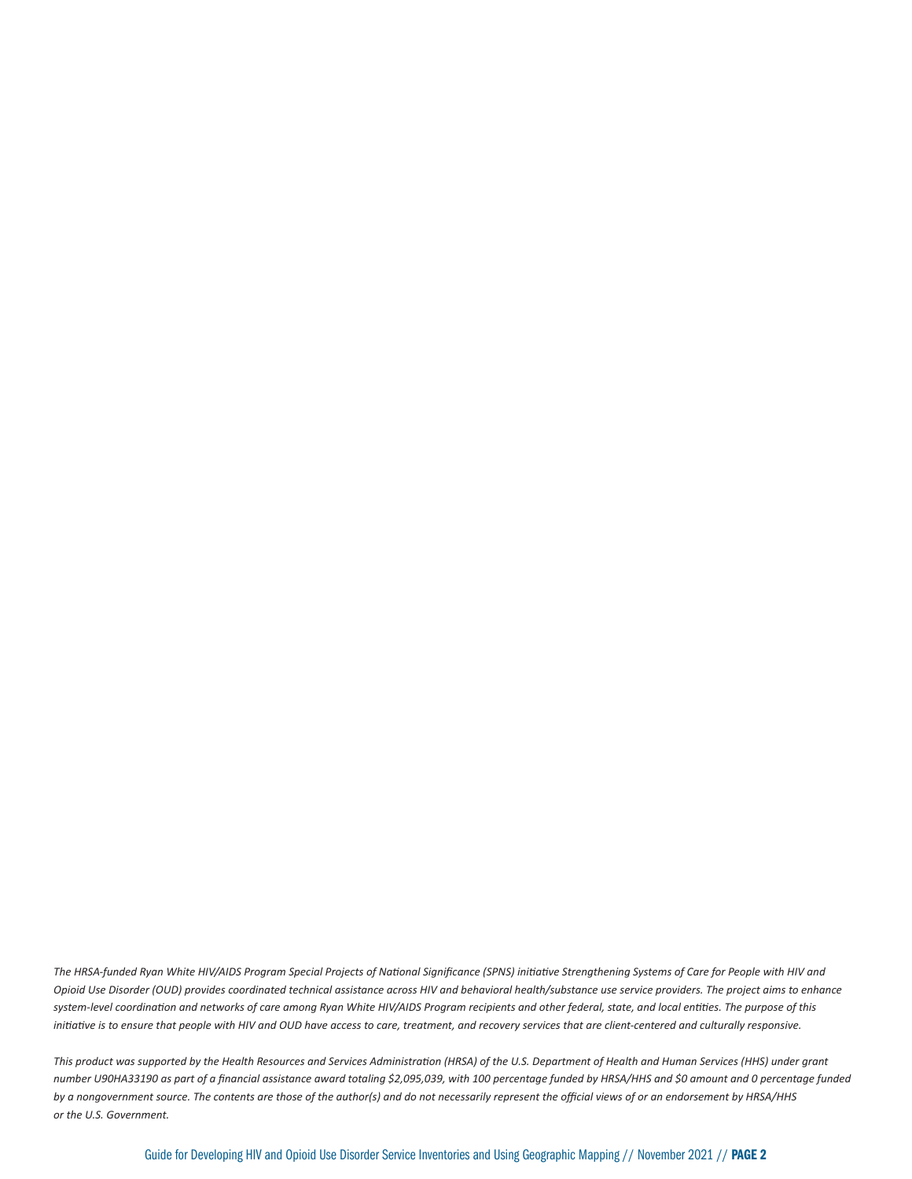*The HRSA-funded Ryan White HIV/AIDS Program Special Projects of National Significance (SPNS) initiative Strengthening Systems of Care for People with HIV and Opioid Use Disorder (OUD) provides coordinated technical assistance across HIV and behavioral health/substance use service providers. The project aims to enhance system-level coordination and networks of care among Ryan White HIV/AIDS Program recipients and other federal, state, and local entities. The purpose of this initiative is to ensure that people with HIV and OUD have access to care, treatment, and recovery services that are client-centered and culturally responsive.*

*This product was supported by the Health Resources and Services Administration (HRSA) of the U.S. Department of Health and Human Services (HHS) under grant number U90HA33190 as part of a financial assistance award totaling $2,095,039, with 100 percentage funded by HRSA/HHS and $0 amount and 0 percentage funded by a nongovernment source. The contents are those of the author(s) and do not necessarily represent the official views of or an endorsement by HRSA/HHS or the U.S. Government.*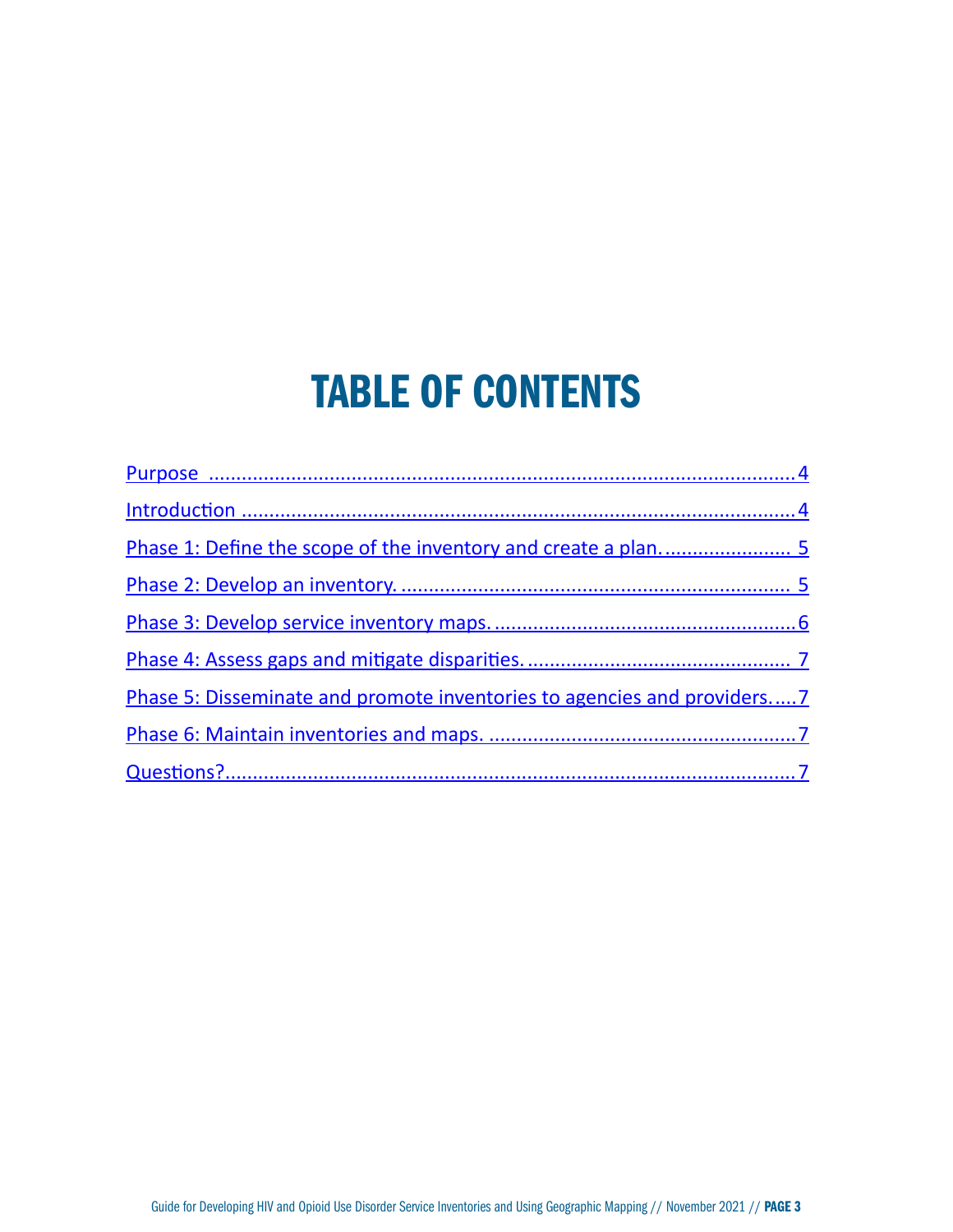# TABLE OF CONTENTS

Purpose ........................................................................................................4

Introduction ...................................................................................................4

Phase 1: Define the scope of the inventory and create a plan. ...................... 5

Phase 2: Develop an inventory. ..................................................................... 5

Phase 3: Develop service inventory maps. .....................................................6

Phase 4: Assess gaps and mitigate disparities. .............................................. 7

Phase 5: Disseminate and promote inventories to agencies and providers.....7

Phase 6: Maintain inventories and maps. .......................................................7

Questions?......................................................................................................7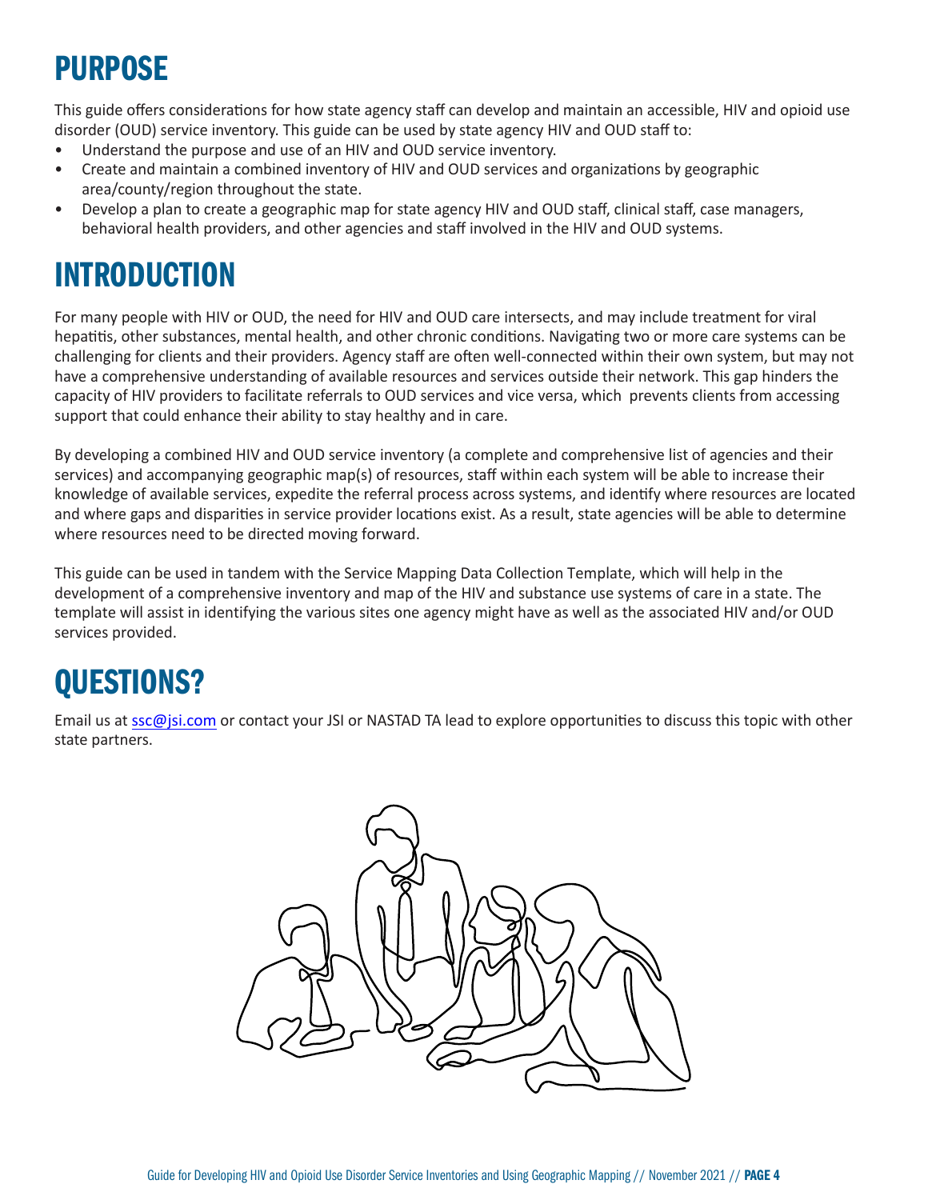# PURPOSE

This guide offers considerations for how state agency staff can develop and maintain an accessible, HIV and opioid use disorder (OUD) service inventory. This guide can be used by state agency HIV and OUD staff to:

- Understand the purpose and use of an HIV and OUD service inventory.
- Create and maintain a combined inventory of HIV and OUD services and organizations by geographic area/county/region throughout the state.
- Develop a plan to create a geographic map for state agency HIV and OUD staff, clinical staff, case managers, behavioral health providers, and other agencies and staff involved in the HIV and OUD systems.

# INTRODUCTION

For many people with HIV or OUD, the need for HIV and OUD care intersects, and may include treatment for viral hepatitis, other substances, mental health, and other chronic conditions. Navigating two or more care systems can be challenging for clients and their providers. Agency staff are often well-connected within their own system, but may not have a comprehensive understanding of available resources and services outside their network. This gap hinders the capacity of HIV providers to facilitate referrals to OUD services and vice versa, which prevents clients from accessing support that could enhance their ability to stay healthy and in care.

By developing a combined HIV and OUD service inventory (a complete and comprehensive list of agencies and their services) and accompanying geographic map(s) of resources, staff within each system will be able to increase their knowledge of available services, expedite the referral process across systems, and identify where resources are located and where gaps and disparities in service provider locations exist. As a result, state agencies will be able to determine where resources need to be directed moving forward.

This guide can be used in tandem with the Service Mapping Data Collection Template, which will help in the development of a comprehensive inventory and map of the HIV and substance use systems of care in a state. The template will assist in identifying the various sites one agency might have as well as the associated HIV and/or OUD services provided.

# QUESTIONS?

Email us at [ssc@jsi.com](mailto:ssc@jsi.com) or contact your JSI or NASTAD TA lead to explore opportunities to discuss this topic with other state partners.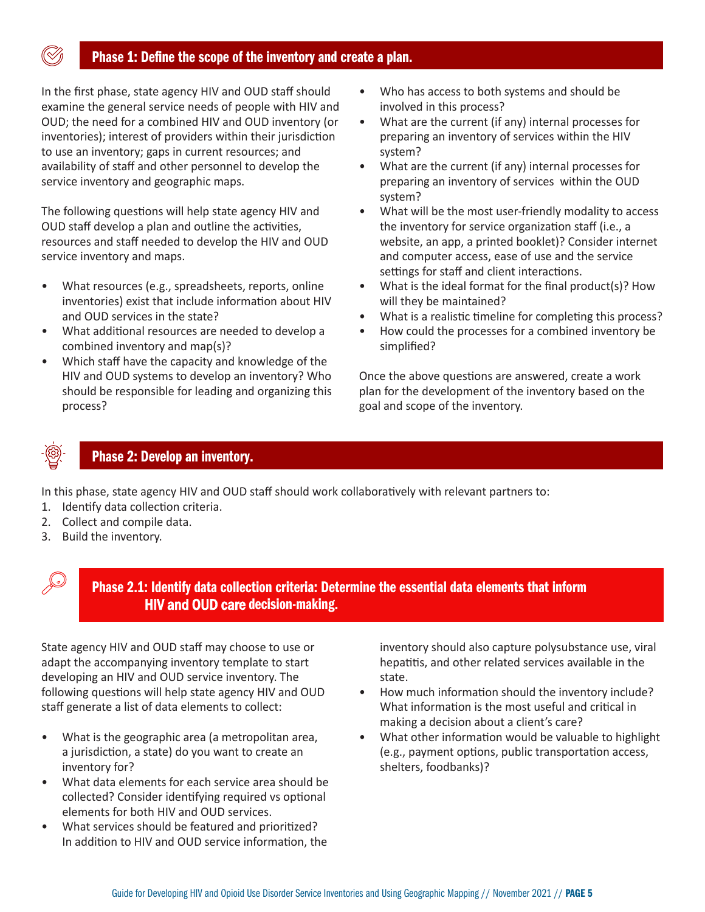## Phase 1: Define the scope of the inventory and create a plan.

In the first phase, state agency HIV and OUD staff should examine the general service needs of people with HIV and OUD; the need for a combined HIV and OUD inventory (or inventories); interest of providers within their jurisdiction to use an inventory; gaps in current resources; and availability of staff and other personnel to develop the service inventory and geographic maps.

The following questions will help state agency HIV and OUD staff develop a plan and outline the activities, resources and staff needed to develop the HIV and OUD service inventory and maps.

- What resources (e.g., spreadsheets, reports, online inventories) exist that include information about HIV and OUD services in the state?
- What additional resources are needed to develop a combined inventory and map(s)?
- Which staff have the capacity and knowledge of the HIV and OUD systems to develop an inventory? Who should be responsible for leading and organizing this process?
- Who has access to both systems and should be involved in this process?
- What are the current (if any) internal processes for preparing an inventory of services within the HIV system?
- What are the current (if any) internal processes for preparing an inventory of services within the OUD system?
- What will be the most user-friendly modality to access the inventory for service organization staff (i.e., a website, an app, a printed booklet)? Consider internet and computer access, ease of use and the service settings for staff and client interactions.
- What is the ideal format for the final product(s)? How will they be maintained?
- What is a realistic timeline for completing this process?
- How could the processes for a combined inventory be simplified?

Once the above questions are answered, create a work plan for the development of the inventory based on the goal and scope of the inventory.

## Phase 2: Develop an inventory.

In this phase, state agency HIV and OUD staff should work collaboratively with relevant partners to:

1. Identify data collection criteria.
2. Collect and compile data.
3. Build the inventory.

### Phase 2.1: Identify data collection criteria: Determine the essential data elements that inform HIV and OUD care decision-making.

State agency HIV and OUD staff may choose to use or adapt the accompanying inventory template to start developing an HIV and OUD service inventory. The following questions will help state agency HIV and OUD staff generate a list of data elements to collect:

- What is the geographic area (a metropolitan area, a jurisdiction, a state) do you want to create an inventory for?
- What data elements for each service area should be collected? Consider identifying required vs optional elements for both HIV and OUD services.
- What services should be featured and prioritized? In addition to HIV and OUD service information, the inventory should also capture polysubstance use, viral hepatitis, and other related services available in the state.
- How much information should the inventory include? What information is the most useful and critical in making a decision about a client's care?
- What other information would be valuable to highlight (e.g., payment options, public transportation access, shelters, foodbanks)?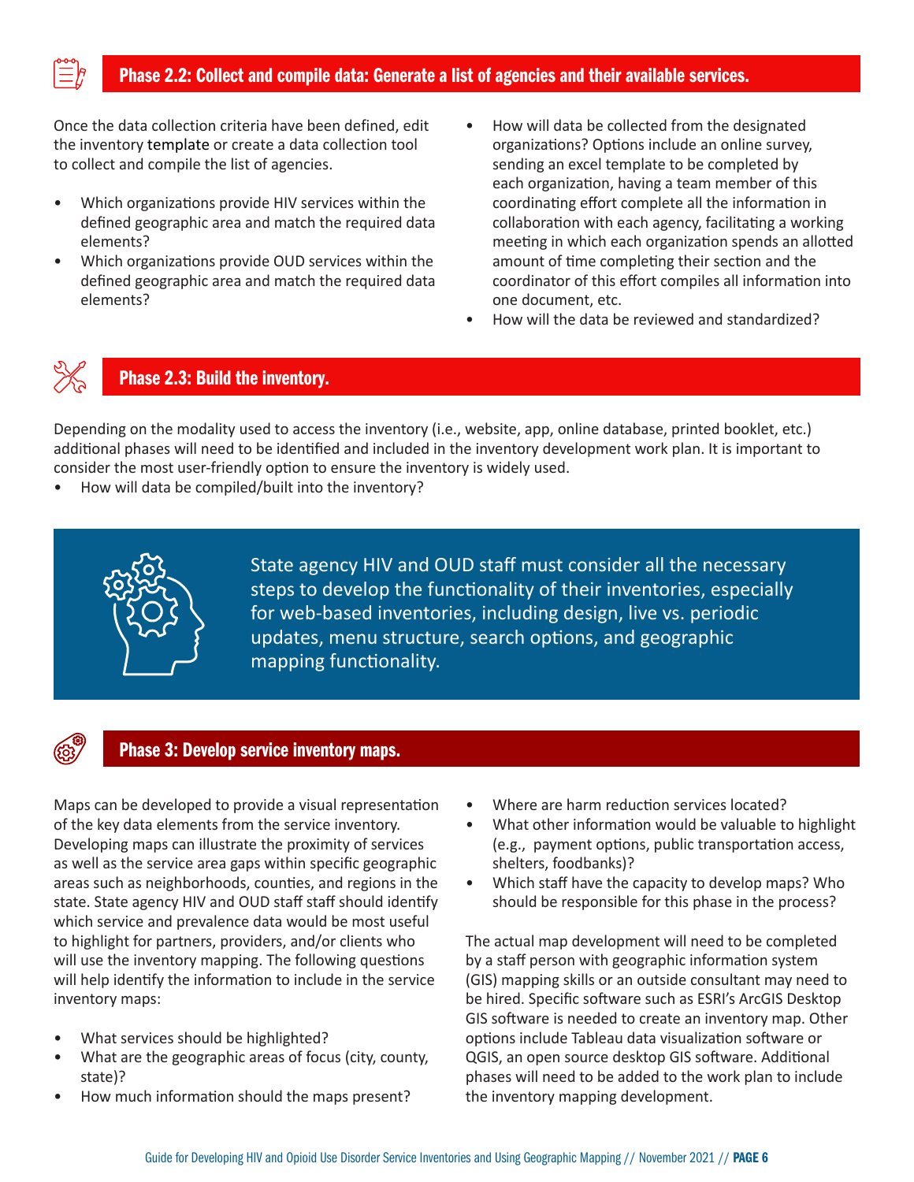## Phase 2.2: Collect and compile data: Generate a list of agencies and their available services.

Once the data collection criteria have been defined, edit the inventory template or create a data collection tool to collect and compile the list of agencies.

- Which organizations provide HIV services within the defined geographic area and match the required data elements?
- Which organizations provide OUD services within the defined geographic area and match the required data elements?
- How will data be collected from the designated organizations? Options include an online survey, sending an excel template to be completed by each organization, having a team member of this coordinating effort complete all the information in collaboration with each agency, facilitating a working meeting in which each organization spends an allotted amount of time completing their section and the coordinator of this effort compiles all information into one document, etc.
- How will the data be reviewed and standardized?

## Phase 2.3: Build the inventory.

Depending on the modality used to access the inventory (i.e., website, app, online database, printed booklet, etc.) additional phases will need to be identified and included in the inventory development work plan. It is important to consider the most user-friendly option to ensure the inventory is widely used.

- How will data be compiled/built into the inventory?

State agency HIV and OUD staff must consider all the necessary steps to develop the functionality of their inventories, especially for web-based inventories, including design, live vs. periodic updates, menu structure, search options, and geographic mapping functionality.

## Phase 3: Develop service inventory maps.

Maps can be developed to provide a visual representation of the key data elements from the service inventory. Developing maps can illustrate the proximity of services as well as the service area gaps within specific geographic areas such as neighborhoods, counties, and regions in the state. State agency HIV and OUD staff staff should identify which service and prevalence data would be most useful to highlight for partners, providers, and/or clients who will use the inventory mapping. The following questions will help identify the information to include in the service inventory maps:

- What services should be highlighted?
- What are the geographic areas of focus (city, county, state)?
- How much information should the maps present?
- Where are harm reduction services located?
- What other information would be valuable to highlight (e.g., payment options, public transportation access, shelters, foodbanks)?
- Which staff have the capacity to develop maps? Who should be responsible for this phase in the process?

The actual map development will need to be completed by a staff person with geographic information system (GIS) mapping skills or an outside consultant may need to be hired. Specific software such as ESRI's ArcGIS Desktop GIS software is needed to create an inventory map. Other options include Tableau data visualization software or QGIS, an open source desktop GIS software. Additional phases will need to be added to the work plan to include the inventory mapping development.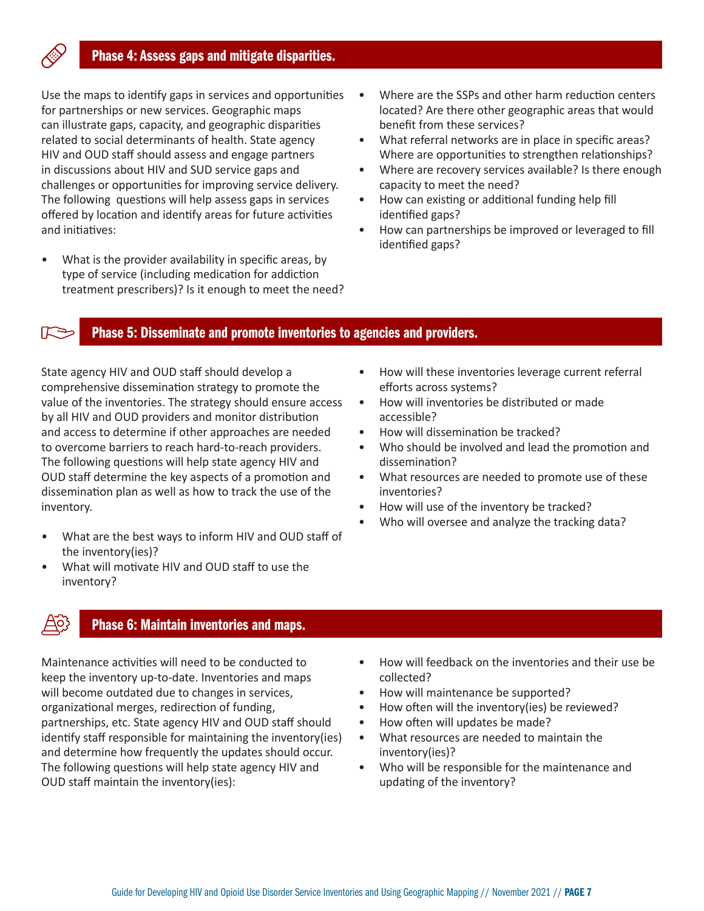## Phase 4: Assess gaps and mitigate disparities.

Use the maps to identify gaps in services and opportunities for partnerships or new services. Geographic maps can illustrate gaps, capacity, and geographic disparities related to social determinants of health. State agency HIV and OUD staff should assess and engage partners in discussions about HIV and SUD service gaps and challenges or opportunities for improving service delivery. The following questions will help assess gaps in services offered by location and identify areas for future activities and initiatives:

- What is the provider availability in specific areas, by type of service (including medication for addiction treatment prescribers)? Is it enough to meet the need?
- Where are the SSPs and other harm reduction centers located? Are there other geographic areas that would benefit from these services?
- What referral networks are in place in specific areas? Where are opportunities to strengthen relationships?
- Where are recovery services available? Is there enough capacity to meet the need?
- How can existing or additional funding help fill identified gaps?
- How can partnerships be improved or leveraged to fill identified gaps?

## Phase 5: Disseminate and promote inventories to agencies and providers.

State agency HIV and OUD staff should develop a comprehensive dissemination strategy to promote the value of the inventories. The strategy should ensure access by all HIV and OUD providers and monitor distribution and access to determine if other approaches are needed to overcome barriers to reach hard-to-reach providers. The following questions will help state agency HIV and OUD staff determine the key aspects of a promotion and dissemination plan as well as how to track the use of the inventory.

- What are the best ways to inform HIV and OUD staff of the inventory(ies)?
- What will motivate HIV and OUD staff to use the inventory?
- How will these inventories leverage current referral efforts across systems?
- How will inventories be distributed or made accessible?
- How will dissemination be tracked?
- Who should be involved and lead the promotion and dissemination?
- What resources are needed to promote use of these inventories?
- How will use of the inventory be tracked?
- Who will oversee and analyze the tracking data?

## Phase 6: Maintain inventories and maps.

Maintenance activities will need to be conducted to keep the inventory up-to-date. Inventories and maps will become outdated due to changes in services, organizational merges, redirection of funding, partnerships, etc. State agency HIV and OUD staff should identify staff responsible for maintaining the inventory(ies) and determine how frequently the updates should occur. The following questions will help state agency HIV and OUD staff maintain the inventory(ies):

- How will feedback on the inventories and their use be collected?
- How will maintenance be supported?
- How often will the inventory(ies) be reviewed?
- How often will updates be made?
- What resources are needed to maintain the inventory(ies)?
- Who will be responsible for the maintenance and updating of the inventory?